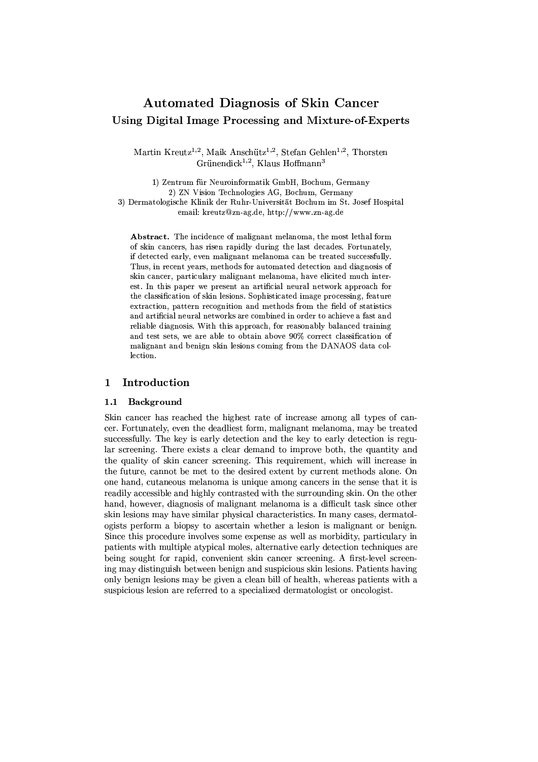# Automated Diagnosis of Skin Cancer

## Using Digital Image Processing and Mixture-of-Experts

Martin Kreutz[1,2], Maik Anschütz[1,2], Stefan Gehlen[1,2], Thorsten Grünendick[1,2], Klaus Hoffmann[3]

1) Zentrum für Neuroinformatik GmbH, Bochum, Germany
2) ZN Vision Technologies AG, Bochum, Germany
3) Dermatologische Klinik der Ruhr-Universität Bochum im St. Josef Hospital
email: kreutz@zn-ag.de, http://www.zn-ag.de

**Abstract.** The incidence of malignant melanoma, the most lethal form of skin cancers, has risen rapidly during the last decades. Fortunately, if detected early, even malignant melanoma can be treated successfully. Thus, in recent years, methods for automated detection and diagnosis of skin cancer, particulary malignant melanoma, have elicited much interest. In this paper we present an artificial neural network approach for the classification of skin lesions. Sophisticated image processing, feature extraction, pattern recognition and methods from the field of statistics and artificial neural networks are combined in order to achieve a fast and reliable diagnosis. With this approach, for reasonably balanced training and test sets, we are able to obtain above 90% correct classification of malignant and benign skin lesions coming from the DANAOS data collection.

## 1 Introduction

### 1.1 Background

Skin cancer has reached the highest rate of increase among all types of cancer. Fortunately, even the deadliest form, malignant melanoma, may be treated successfully. The key is early detection and the key to early detection is regular screening. There exists a clear demand to improve both, the quantity and the quality of skin cancer screening. This requirement, which will increase in the future, cannot be met to the desired extent by current methods alone. On one hand, cutaneous melanoma is unique among cancers in the sense that it is readily accessible and highly contrasted with the surrounding skin. On the other hand, however, diagnosis of malignant melanoma is a difficult task since other skin lesions may have similar physical characteristics. In many cases, dermatologists perform a biopsy to ascertain whether a lesion is malignant or benign. Since this procedure involves some expense as well as morbidity, particulary in patients with multiple atypical moles, alternative early detection techniques are being sought for rapid, convenient skin cancer screening. A first-level screening may distinguish between benign and suspicious skin lesions. Patients having only benign lesions may be given a clean bill of health, whereas patients with a suspicious lesion are referred to a specialized dermatologist or oncologist.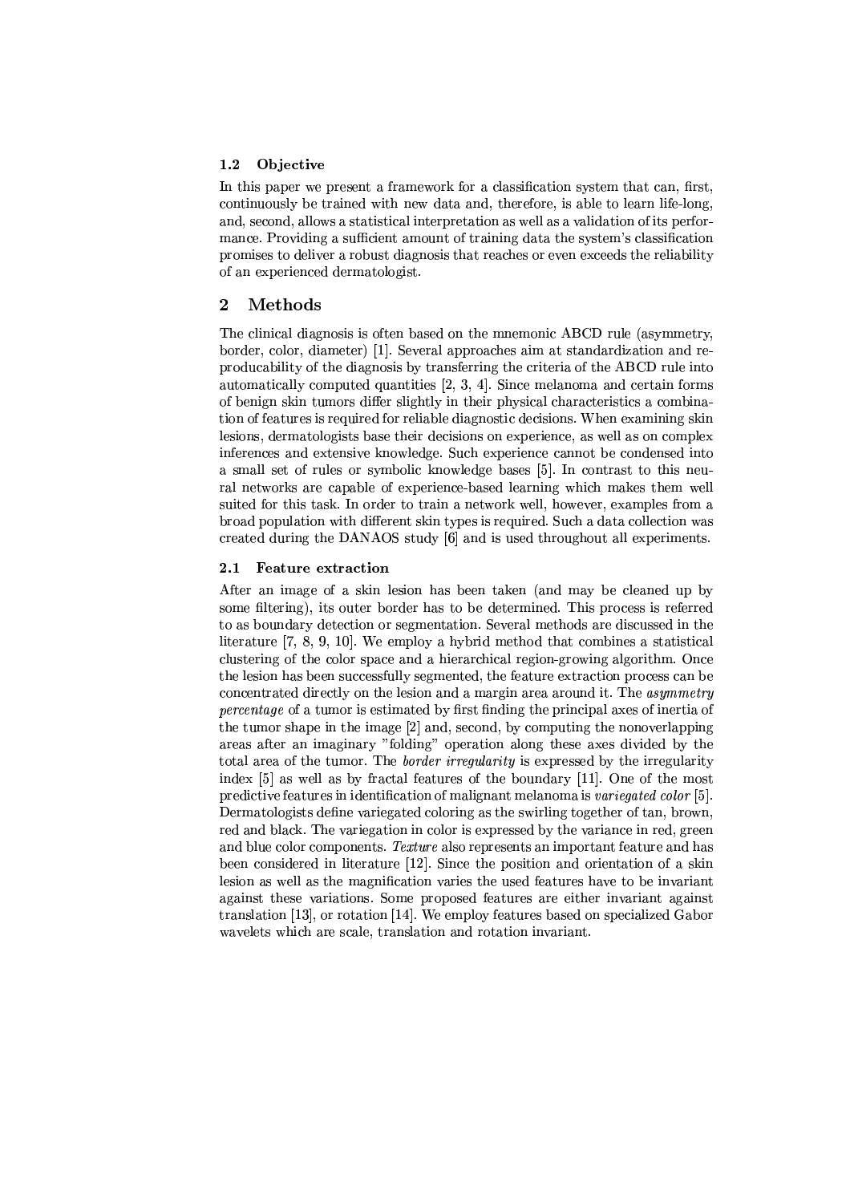### 1.2 Objective

In this paper we present a framework for a classification system that can, first, continuously be trained with new data and, therefore, is able to learn life-long, and, second, allows a statistical interpretation as well as a validation of its performance. Providing a sufficient amount of training data the system's classification promises to deliver a robust diagnosis that reaches or even exceeds the reliability of an experienced dermatologist.

## 2 Methods

The clinical diagnosis is often based on the mnemonic ABCD rule (asymmetry, border, color, diameter) [1]. Several approaches aim at standardization and reproducability of the diagnosis by transferring the criteria of the ABCD rule into automatically computed quantities [2, 3, 4]. Since melanoma and certain forms of benign skin tumors differ slightly in their physical characteristics a combination of features is required for reliable diagnostic decisions. When examining skin lesions, dermatologists base their decisions on experience, as well as on complex inferences and extensive knowledge. Such experience cannot be condensed into a small set of rules or symbolic knowledge bases [5]. In contrast to this neural networks are capable of experience-based learning which makes them well suited for this task. In order to train a network well, however, examples from a broad population with different skin types is required. Such a data collection was created during the DANAOS study [6] and is used throughout all experiments.

### 2.1 Feature extraction

After an image of a skin lesion has been taken (and may be cleaned up by some filtering), its outer border has to be determined. This process is referred to as boundary detection or segmentation. Several methods are discussed in the literature [7, 8, 9, 10]. We employ a hybrid method that combines a statistical clustering of the color space and a hierarchical region-growing algorithm. Once the lesion has been successfully segmented, the feature extraction process can be concentrated directly on the lesion and a margin area around it. The *asymmetry percentage* of a tumor is estimated by first finding the principal axes of inertia of the tumor shape in the image [2] and, second, by computing the nonoverlapping areas after an imaginary "folding" operation along these axes divided by the total area of the tumor. The *border irregularity* is expressed by the irregularity index [5] as well as by fractal features of the boundary [11]. One of the most predictive features in identification of malignant melanoma is *variegated color* [5]. Dermatologists define variegated coloring as the swirling together of tan, brown, red and black. The variegation in color is expressed by the variance in red, green and blue color components. *Texture* also represents an important feature and has been considered in literature [12]. Since the position and orientation of a skin lesion as well as the magnification varies the used features have to be invariant against these variations. Some proposed features are either invariant against translation [13], or rotation [14]. We employ features based on specialized Gabor wavelets which are scale, translation and rotation invariant.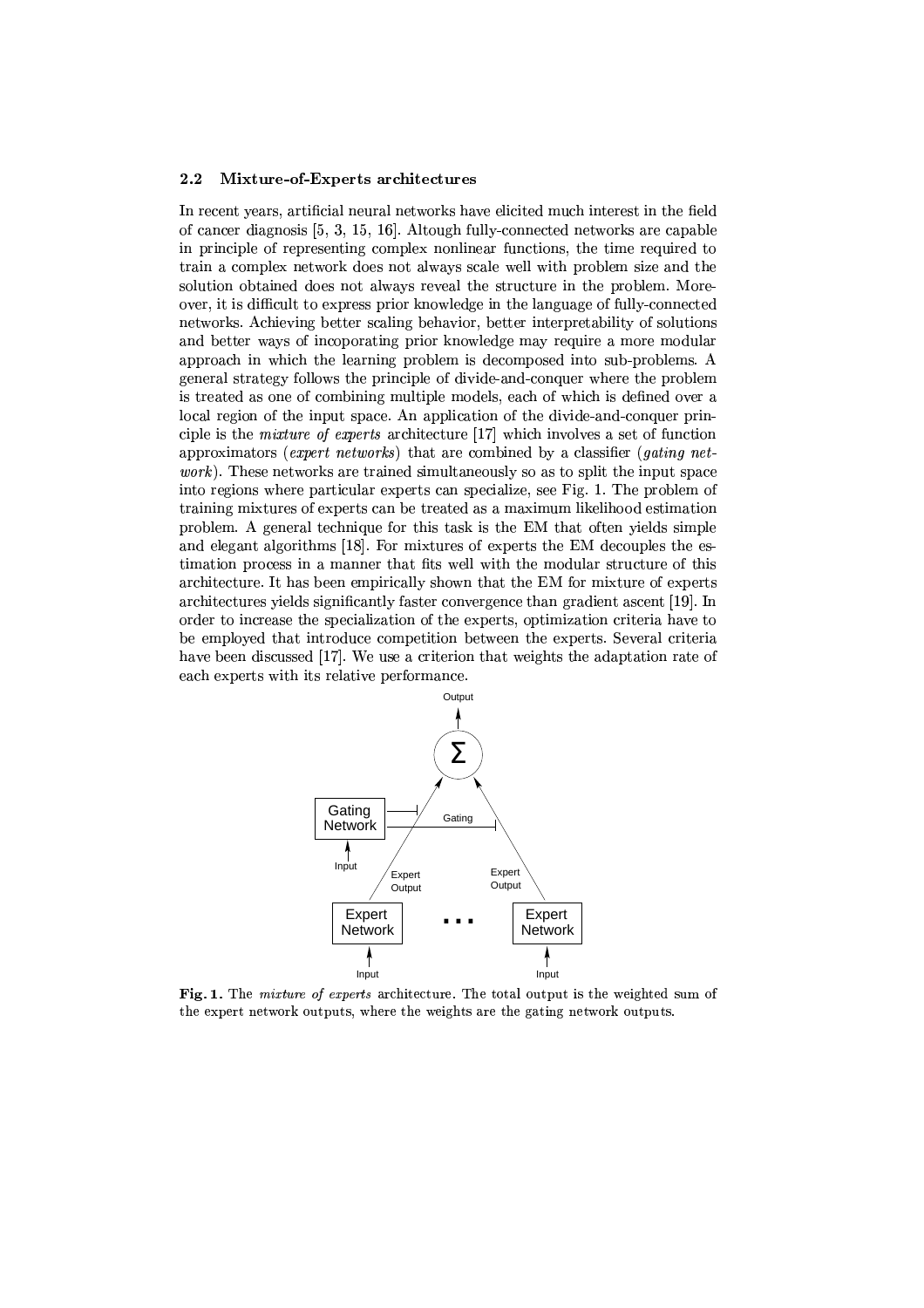### 2.2 Mixture-of-Experts architectures

In recent years, artificial neural networks have elicited much interest in the field of cancer diagnosis [5, 3, 15, 16]. Altough fully-connected networks are capable in principle of representing complex nonlinear functions, the time required to train a complex network does not always scale well with problem size and the solution obtained does not always reveal the structure in the problem. Moreover, it is difficult to express prior knowledge in the language of fully-connected networks. Achieving better scaling behavior, better interpretability of solutions and better ways of incoporating prior knowledge may require a more modular approach in which the learning problem is decomposed into sub-problems. A general strategy follows the principle of divide-and-conquer where the problem is treated as one of combining multiple models, each of which is defined over a local region of the input space. An application of the divide-and-conquer principle is the *mixture of experts* architecture [17] which involves a set of function approximators (*expert networks*) that are combined by a classifier (*gating network*). These networks are trained simultaneously so as to split the input space into regions where particular experts can specialize, see Fig. 1. The problem of training mixtures of experts can be treated as a maximum likelihood estimation problem. A general technique for this task is the EM that often yields simple and elegant algorithms [18]. For mixtures of experts the EM decouples the estimation process in a manner that fits well with the modular structure of this architecture. It has been empirically shown that the EM for mixture of experts architectures yields significantly faster convergence than gradient ascent [19]. In order to increase the specialization of the experts, optimization criteria have to be employed that introduce competition between the experts. Several criteria have been discussed [17]. We use a criterion that weights the adaptation rate of each experts with its relative performance.

**Fig. 1.** The *mixture of experts* architecture. The total output is the weighted sum of the expert network outputs, where the weights are the gating network outputs.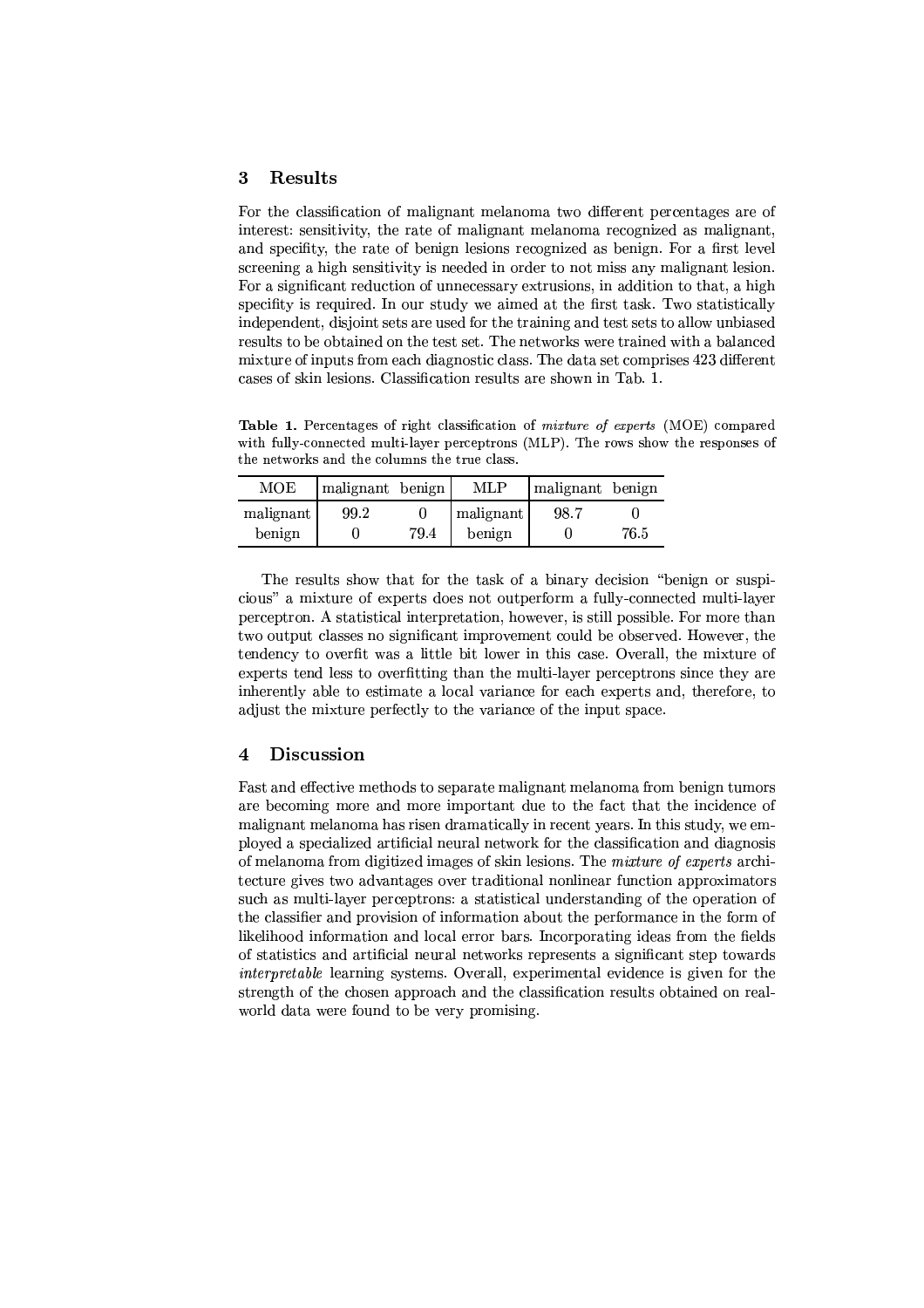## 3 Results

For the classification of malignant melanoma two different percentages are of interest: sensitivity, the rate of malignant melanoma recognized as malignant, and specifity, the rate of benign lesions recognized as benign. For a first level screening a high sensitivity is needed in order to not miss any malignant lesion. For a significant reduction of unnecessary extrusions, in addition to that, a high specifity is required. In our study we aimed at the first task. Two statistically independent, disjoint sets are used for the training and test sets to allow unbiased results to be obtained on the test set. The networks were trained with a balanced mixture of inputs from each diagnostic class. The data set comprises 423 different cases of skin lesions. Classification results are shown in Tab. 1.

**Table 1.** Percentages of right classification of *mixture of experts* (MOE) compared with fully-connected multi-layer perceptrons (MLP). The rows show the responses of the networks and the columns the true class.

| MOE | malignant | benign | MLP | malignant | benign |
|---|---|---|---|---|---|
| malignant | 99.2 | 0 | malignant | 98.7 | 0 |
| benign | 0 | 79.4 | benign | 0 | 76.5 |

The results show that for the task of a binary decision "benign or suspicious" a mixture of experts does not outperform a fully-connected multi-layer perceptron. A statistical interpretation, however, is still possible. For more than two output classes no significant improvement could be observed. However, the tendency to overfit was a little bit lower in this case. Overall, the mixture of experts tend less to overfitting than the multi-layer perceptrons since they are inherently able to estimate a local variance for each experts and, therefore, to adjust the mixture perfectly to the variance of the input space.

## 4 Discussion

Fast and effective methods to separate malignant melanoma from benign tumors are becoming more and more important due to the fact that the incidence of malignant melanoma has risen dramatically in recent years. In this study, we employed a specialized artificial neural network for the classification and diagnosis of melanoma from digitized images of skin lesions. The *mixture of experts* architecture gives two advantages over traditional nonlinear function approximators such as multi-layer perceptrons: a statistical understanding of the operation of the classifier and provision of information about the performance in the form of likelihood information and local error bars. Incorporating ideas from the fields of statistics and artificial neural networks represents a significant step towards *interpretable* learning systems. Overall, experimental evidence is given for the strength of the chosen approach and the classification results obtained on real-world data were found to be very promising.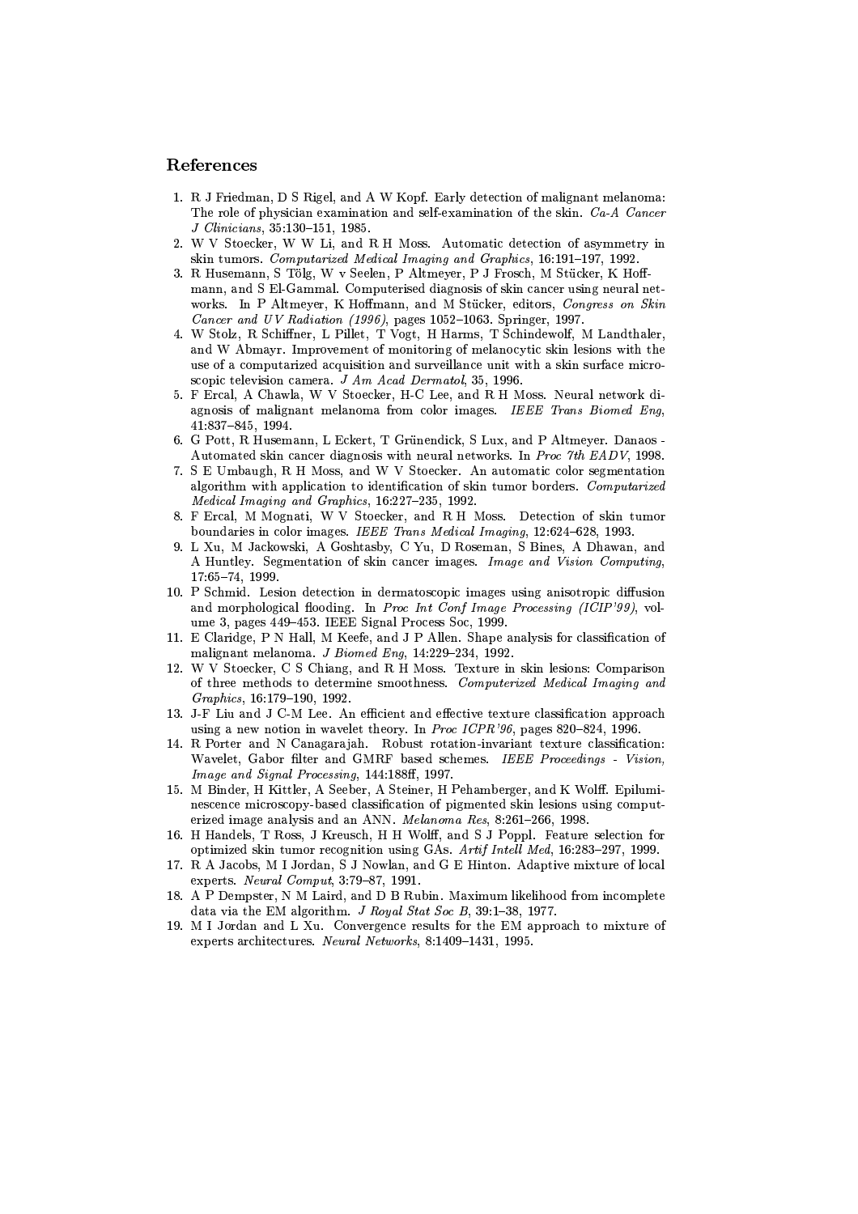## References

1. R J Friedman, D S Rigel, and A W Kopf. Early detection of malignant melanoma: The role of physician examination and self-examination of the skin. *Ca-A Cancer J Clinicians*, 35:130–151, 1985.
2. W V Stoecker, W W Li, and R H Moss. Automatic detection of asymmetry in skin tumors. *Computarized Medical Imaging and Graphics*, 16:191–197, 1992.
3. R Husemann, S Tölg, W v Seelen, P Altmeyer, P J Frosch, M Stücker, K Hoffmann, and S El-Gammal. Computerised diagnosis of skin cancer using neural networks. In P Altmeyer, K Hoffmann, and M Stücker, editors, *Congress on Skin Cancer and UV Radiation (1996)*, pages 1052–1063. Springer, 1997.
4. W Stolz, R Schiffner, L Pillet, T Vogt, H Harms, T Schindewolf, M Landthaler, and W Abmayr. Improvement of monitoring of melanocytic skin lesions with the use of a computarized acquisition and surveillance unit with a skin surface microscopic television camera. *J Am Acad Dermatol*, 35, 1996.
5. F Ercal, A Chawla, W V Stoecker, H-C Lee, and R H Moss. Neural network diagnosis of malignant melanoma from color images. *IEEE Trans Biomed Eng*, 41:837–845, 1994.
6. G Pott, R Husemann, L Eckert, T Grünendick, S Lux, and P Altmeyer. Danaos - Automated skin cancer diagnosis with neural networks. In *Proc 7th EADV*, 1998.
7. S E Umbaugh, R H Moss, and W V Stoecker. An automatic color segmentation algorithm with application to identification of skin tumor borders. *Computarized Medical Imaging and Graphics*, 16:227–235, 1992.
8. F Ercal, M Mognati, W V Stoecker, and R H Moss. Detection of skin tumor boundaries in color images. *IEEE Trans Medical Imaging*, 12:624–628, 1993.
9. L Xu, M Jackowski, A Goshtasby, C Yu, D Roseman, S Bines, A Dhawan, and A Huntley. Segmentation of skin cancer images. *Image and Vision Computing*, 17:65–74, 1999.
10. P Schmid. Lesion detection in dermatoscopic images using anisotropic diffusion and morphological flooding. In *Proc Int Conf Image Processing (ICIP'99)*, volume 3, pages 449–453. IEEE Signal Process Soc, 1999.
11. E Claridge, P N Hall, M Keefe, and J P Allen. Shape analysis for classification of malignant melanoma. *J Biomed Eng*, 14:229–234, 1992.
12. W V Stoecker, C S Chiang, and R H Moss. Texture in skin lesions: Comparison of three methods to determine smoothness. *Computerized Medical Imaging and Graphics*, 16:179–190, 1992.
13. J-F Liu and J C-M Lee. An efficient and effective texture classification approach using a new notion in wavelet theory. In *Proc ICPR'96*, pages 820–824, 1996.
14. R Porter and N Canagarajah. Robust rotation-invariant texture classification: Wavelet, Gabor filter and GMRF based schemes. *IEEE Proceedings - Vision, Image and Signal Processing*, 144:188ff, 1997.
15. M Binder, H Kittler, A Seeber, A Steiner, H Pehamberger, and K Wolff. Epiluminescence microscopy-based classification of pigmented skin lesions using computerized image analysis and an ANN. *Melanoma Res*, 8:261–266, 1998.
16. H Handels, T Ross, J Kreusch, H H Wolff, and S J Poppl. Feature selection for optimized skin tumor recognition using GAs. *Artif Intell Med*, 16:283–297, 1999.
17. R A Jacobs, M I Jordan, S J Nowlan, and G E Hinton. Adaptive mixture of local experts. *Neural Comput*, 3:79–87, 1991.
18. A P Dempster, N M Laird, and D B Rubin. Maximum likelihood from incomplete data via the EM algorithm. *J Royal Stat Soc B*, 39:1–38, 1977.
19. M I Jordan and L Xu. Convergence results for the EM approach to mixture of experts architectures. *Neural Networks*, 8:1409–1431, 1995.